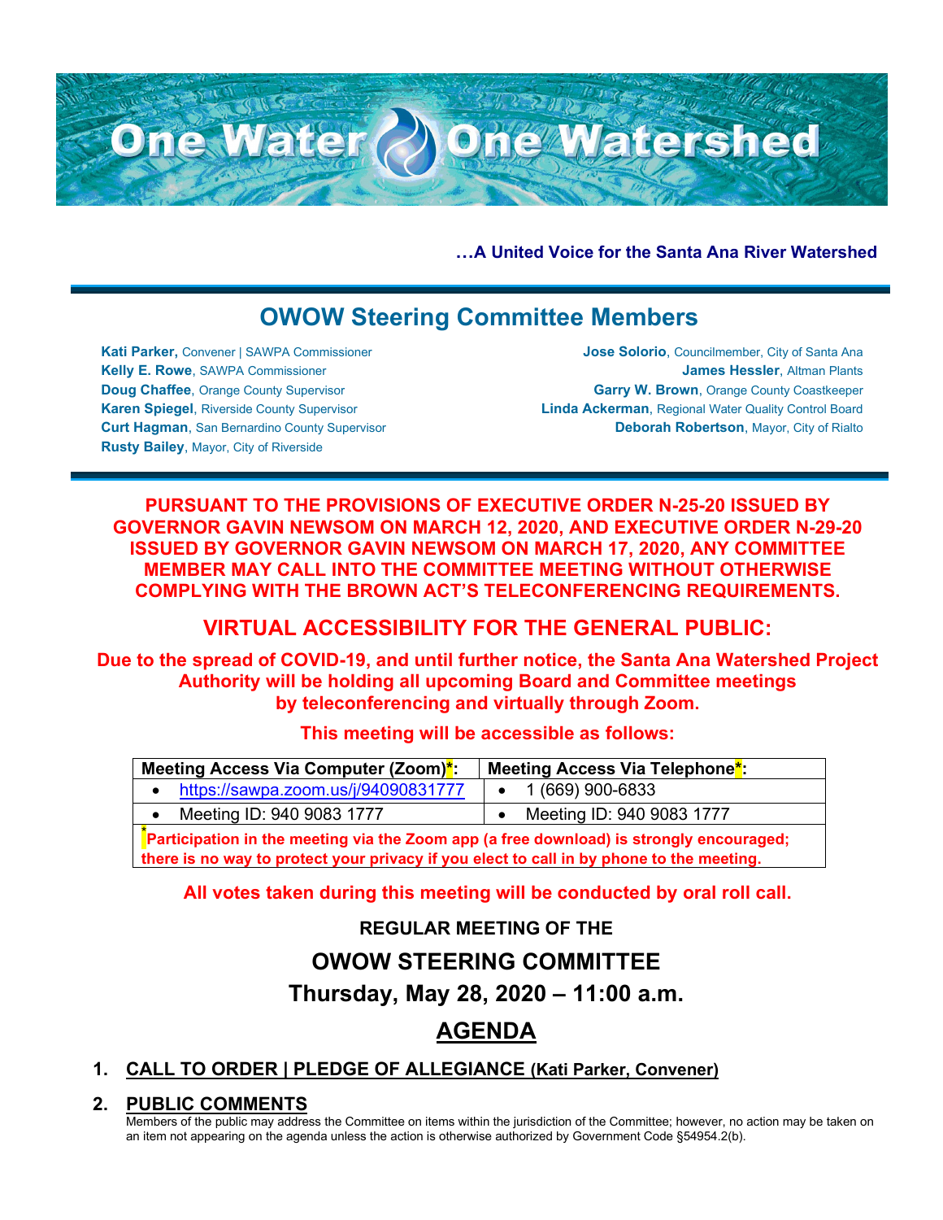# One Water One Watershed

**…A United Voice for the Santa Ana River Watershed**

## OWOW Steering Committee Members

**Kati Parker,** Convener | SAWPA Commissioner
**Kelly E. Rowe**, SAWPA Commissioner
**Doug Chaffee**, Orange County Supervisor
**Karen Spiegel**, Riverside County Supervisor
**Curt Hagman**, San Bernardino County Supervisor
**Rusty Bailey**, Mayor, City of Riverside
**Jose Solorio**, Councilmember, City of Santa Ana
**James Hessler**, Altman Plants
**Garry W. Brown**, Orange County Coastkeeper
**Linda Ackerman**, Regional Water Quality Control Board
**Deborah Robertson**, Mayor, City of Rialto

**PURSUANT TO THE PROVISIONS OF EXECUTIVE ORDER N-25-20 ISSUED BY GOVERNOR GAVIN NEWSOM ON MARCH 12, 2020, AND EXECUTIVE ORDER N-29-20 ISSUED BY GOVERNOR GAVIN NEWSOM ON MARCH 17, 2020, ANY COMMITTEE MEMBER MAY CALL INTO THE COMMITTEE MEETING WITHOUT OTHERWISE COMPLYING WITH THE BROWN ACT'S TELECONFERENCING REQUIREMENTS.**

## VIRTUAL ACCESSIBILITY FOR THE GENERAL PUBLIC:

**Due to the spread of COVID-19, and until further notice, the Santa Ana Watershed Project Authority will be holding all upcoming Board and Committee meetings by teleconferencing and virtually through Zoom.**

**This meeting will be accessible as follows:**

| Meeting Access Via Computer (Zoom)*: | Meeting Access Via Telephone*: |
|---|---|
| • https://sawpa.zoom.us/j/94090831777 | • 1 (669) 900-6833 |
| • Meeting ID: 940 9083 1777 | • Meeting ID: 940 9083 1777 |
| *Participation in the meeting via the Zoom app (a free download) is strongly encouraged; there is no way to protect your privacy if you elect to call in by phone to the meeting. | |

**All votes taken during this meeting will be conducted by oral roll call.**

**REGULAR MEETING OF THE**

## OWOW STEERING COMMITTEE

## Thursday, May 28, 2020 – 11:00 a.m.

# AGENDA

1. **CALL TO ORDER | PLEDGE OF ALLEGIANCE (Kati Parker, Convener)**

2. **PUBLIC COMMENTS**
   Members of the public may address the Committee on items within the jurisdiction of the Committee; however, no action may be taken on an item not appearing on the agenda unless the action is otherwise authorized by Government Code §54954.2(b).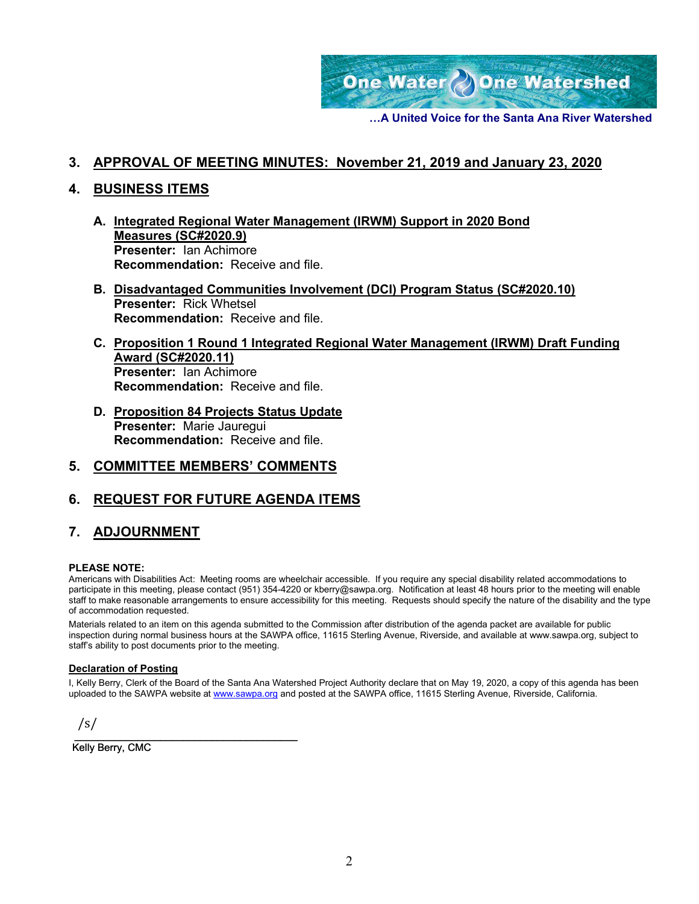**...A United Voice for the Santa Ana River Watershed**

## 3. APPROVAL OF MEETING MINUTES: November 21, 2019 and January 23, 2020

## 4. BUSINESS ITEMS

**A. Integrated Regional Water Management (IRWM) Support in 2020 Bond Measures (SC#2020.9)**
**Presenter:** Ian Achimore
**Recommendation:** Receive and file.

**B. Disadvantaged Communities Involvement (DCI) Program Status (SC#2020.10)**
**Presenter:** Rick Whetsel
**Recommendation:** Receive and file.

**C. Proposition 1 Round 1 Integrated Regional Water Management (IRWM) Draft Funding Award (SC#2020.11)**
**Presenter:** Ian Achimore
**Recommendation:** Receive and file.

**D. Proposition 84 Projects Status Update**
**Presenter:** Marie Jauregui
**Recommendation:** Receive and file.

## 5. COMMITTEE MEMBERS' COMMENTS

## 6. REQUEST FOR FUTURE AGENDA ITEMS

## 7. ADJOURNMENT

**PLEASE NOTE:**
Americans with Disabilities Act: Meeting rooms are wheelchair accessible. If you require any special disability related accommodations to participate in this meeting, please contact (951) 354-4220 or kberry@sawpa.org. Notification at least 48 hours prior to the meeting will enable staff to make reasonable arrangements to ensure accessibility for this meeting. Requests should specify the nature of the disability and the type of accommodation requested.

Materials related to an item on this agenda submitted to the Commission after distribution of the agenda packet are available for public inspection during normal business hours at the SAWPA office, 11615 Sterling Avenue, Riverside, and available at www.sawpa.org, subject to staff's ability to post documents prior to the meeting.

**Declaration of Posting**

I, Kelly Berry, Clerk of the Board of the Santa Ana Watershed Project Authority declare that on May 19, 2020, a copy of this agenda has been uploaded to the SAWPA website at www.sawpa.org and posted at the SAWPA office, 11615 Sterling Avenue, Riverside, California.

/s/
_________________________________
Kelly Berry, CMC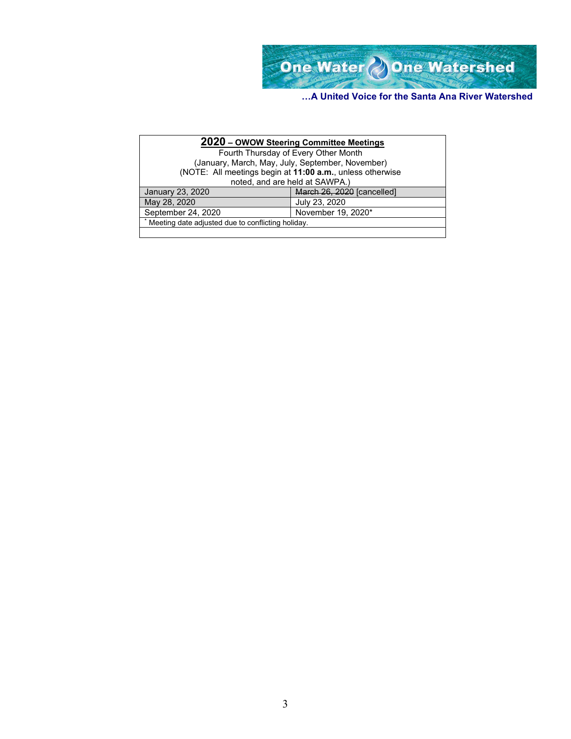One Water One Watershed

**…A United Voice for the Santa Ana River Watershed**

| | |
|---|---|
| **2020 – OWOW Steering Committee Meetings**<br>Fourth Thursday of Every Other Month<br>(January, March, May, July, September, November)<br>(NOTE: All meetings begin at **11:00 a.m.**, unless otherwise noted, and are held at SAWPA.) | |
| January 23, 2020 | ~~March 26, 2020~~ [cancelled] |
| May 28, 2020 | July 23, 2020 |
| September 24, 2020 | November 19, 2020* |
| * Meeting date adjusted due to conflicting holiday. | |